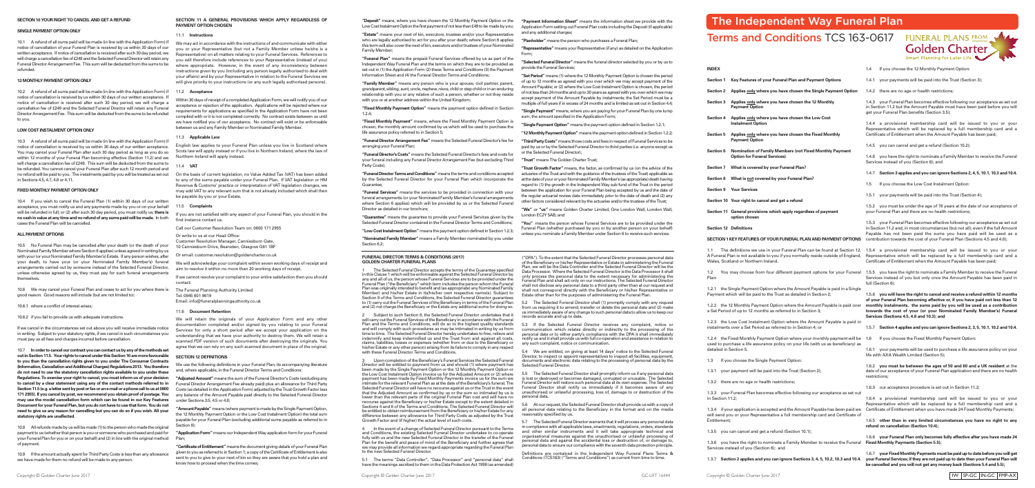## SECTION 10 YOUR RIGHT TO CANCEL AND GET A REFUND

### SINGLE PAYMENT OPTION ONLY

10.1 A refund of all sums paid will be made (in line with the Application Form) if notice of cancellation of your Funeral Plan is received by us within 30 days of our written acceptance. If notice of cancellation is received after such 30 day period, we will charge a cancellation fee of £249 and the Selected Funeral Director will retain any Funeral Director Arrangement Fee. This sum will be deducted from the sums to be refunded.

### 12 MONTHLY PAYMENT OPTION ONLY

10.2 A refund of all sums paid will be made (in line with the Application Form) if notice of cancellation is received by us within 30 days of our written acceptance. If notice of cancellation is received after such 30 day period, we will charge a cancellation fee of £249 and the Selected Funeral Director will retain any Funeral Director Arrangement Fee. This sum will be deducted from the sums to be refunded to you.

### LOW COST INSTALMENT OPTION ONLY

10.3 A refund of all sums paid will be made (in line with the Application Form) if notice of cancellation is received by us within 30 days of our written acceptance. You may cancel your Funeral Plan after such 30 day period as long as you do so within 12 months of your Funeral Plan becoming effective (Section 11.2) and we will charge a cancellation fee of £249. This sum will be deducted from the sums to be refunded. You cannot cancel your Funeral Plan after such 12 month period and no refund will be paid to you. The instalments paid by you will be treated as set out in Sections 4.5, 4.7, 4.8 or 4.11.

### FIXED MONTHLY PAYMENT OPTION ONLY

10.4 If you wish to cancel the Funeral Plan (1) within 30 days of our written acceptance, you must notify us and any payments made by you or on your behalf will be refunded in full; or (2) after such 30 day period, you must notify us; **there is no cash in value at any time and no refund of any sums paid will be made.** In both cases the Funeral Plan will be cancelled.

### ALL PAYMENT OPTIONS

10.5 No Funeral Plan may be cancelled after your death (or the death of your Nominated Family Member where Section 6 applies) unless agreed in writing by us with your (or your Nominated Family Member's) Estate. If any person wishes, after your death, to have your (or your Nominated Family Member's) funeral arrangements carried out by someone instead of the Selected Funeral Director, unless otherwise agreed by us, they must pay for such funeral arrangements themselves.

10.6 We may cancel your Funeral Plan and cease to act for you where there is good reason. Good reasons will include (but are not limited to):

10.6.1 where a conflict of interest arises;

10.6.2 if you fail to provide us with adequate instructions.

If we cancel in the circumstances set out above you will receive immediate notice in writing. Subject to your statutory rights, if we cancel in such circumstances you must pay us all fees and charges incurred before cancellation.

10.7 **In order to cancel our contract you can contact us by any of the methods set out in Section 11.5. Your rights to cancel under this Section 10 are more favourable to you than the cancellation rights given to you under The Consumer Contracts (Information, Cancellation and Additional Charges) Regulations 2013. You therefore do not need to use the statutory cancellation rights available to you under these Regulations. To exercise your right to cancel, you must inform us of your decision to cancel by a clear statement using any of the contact methods referred to in Section 11.5 (e.g. a letter sent by post or fax or an e-mail or a phone call to us at 0800 171 2955). If you cancel by post, we recommend you obtain proof of postage. You may use the model cancellation form which can be found in our Key Features Document for your Funeral Plan, but you do not have to use that form. You do not need to give us any reason for cancelling but you can do so if you wish. All your statutory rights are unaffected.**

10.8 All refunds made by us will be made (1) to the person who made the original payment to us (whether that person is you or someone who purchased and paid for your Funeral Plan for you or on your behalf) and (2) in line with the original method of payment.

10.9 If the amount actually spent for Third Party Costs is less than any allowance we have made for them no refund will be made to any person.

## SECTION 11 A GENERAL PROVISIONS WHICH APPLY REGARDLESS OF PAYMENT OPTION CHOSEN

### 11.1 Instructions

We may act in accordance with the instructions of and communicate with either you or your Representative (but not a Family Member unless he/she is a Representative) on all matters relating to your Funeral Services. References to you will therefore include references to your Representative (instead of you) where appropriate. However, in the event of any inconsistency between instructions given by you (including any person legally authorised to deal with your affairs) and by your Representative in relation to the Funeral Services we will give priority to your instructions (or any such legally authorised persons).

### 11.2 Acceptance

Within 30 days of receipt of a completed Application Form, we will notify you of our acceptance or rejection of the application. Applications will be rejected where our requirements for applications as specified in the Application Form have not been complied with or it is not completed correctly. No contract exists between us until we have notified you of our acceptance. No contract will exist or be enforceable between us and any Family Member or Nominated Family Member.

### 11.3 Applicable Law

English law applies to your Funeral Plan unless you live in Scotland where Scots law will apply instead or if you live in Northern Ireland, where the law of Northern Ireland will apply instead.

### 11.4 VAT

On the basis of current legislation, no Value Added Tax (VAT) has been added to any of the sums payable under your Funeral Plan. If VAT legislation or HM Revenue & Customs' practice or interpretation of VAT legislation changes, we may add VAT to any relevant sum that is not already inclusive which shall then be payable by you or your Estate.

### 11.5 Complaints

If you are not satisfied with any aspect of your Funeral Plan, you should in the first instance contact us.

Call our Customer Resolution Team on: 0800 171 2955

Or write to us at our Head Office:
Customer Resolution Manager, Canniesburn Gate,
10 Canniesburn Drive, Bearsden, Glasgow G61 1BF

Or email: customer.resolution@goldencharter.co.uk

We will acknowledge your complaint within seven working days of receipt and aim to resolve it within no more than 20 working days of receipt.

If we cannot resolve your complaint to your entire satisfaction then you should contact:

The Funeral Planning Authority Limited
Tel: 0845 601 9619
Email: info@funeralplanningauthority.co.uk

### 11.6 Document Retention

We will retain the originals of your Application Form and any other documentation completed and signed by you relating to your Funeral Services for only a short period after we accept your application on the understanding that we have your authority to destroy them. We will retain a scanned PDF version of such documents after destroying the originals. You agree that we can rely on any such scanned document in place of the original.

## SECTION 12 DEFINITIONS

We use the following definitions in your Funeral Plan, its accompanying literature and, where applicable, in the Funeral Director Terms and Conditions:

**"Adjusted Amount"** means the sum of the Funeral Director's Costs (excluding any Funeral Director Arrangement Fee already paid) plus an allowance for Third Party Costs (as detailed in the Application Form) adjusted by the Trust Growth Factor less any balance of the Amount Payable paid directly to the Selected Funeral Director under Sections 3.5, 4.5 or 4.8;

**"Amount Payable"** means (where payment is made by the Single Payment Option, the 12 Monthly Payment Option or the Low Cost Instalment Option) the total sum payable for your Funeral Plan (excluding additional sums payable as referred to in Section 8);

**"Application Form"** means our Independent Way application form for your Funeral Plan;

**"Certificate of Entitlement"** means the document giving details of your Funeral Plan given to you as referred to in Section 1; a copy of the Certificate of Entitlement is also sent to you to give to your next of kin so they are aware that you hold a plan and know how to proceed when the time comes;

**"Deposit"** means, where you have chosen the 12 Monthly Payment Option or the Low Cost Instalment Option the first payment of not less than £49 to be made by you;

**"Estate"** means your next of kin, executors, trustees and/or your Representative who are legally authorised to act for you after your death; where Section 6 applies this term will also cover the next of kin, executors and/or trustees of your Nominated Family Member;

**"Funeral Plan"** means the prepaid Funeral Services offered by us as part of the Independent Way Funeral Plan and the terms on which they are to be provided as set out in (1) the Application Form (2) these Terms and Conditions (3) the Payment Information Sheet and (4) the Funeral Director Terms and Conditions;

**"Family Member"** means any person who is your spouse, civil partner, parent, grandparent, sibling, aunt, uncle, nephew, niece, child or step-child or in an enduring relationship with you or any relative of such a person, whether or not they reside with you or at another address within the United Kingdom;

**"Fixed Monthly Payment Option"** means the payment option defined in Section 1.2.4;

**"Fixed Monthly Payment"** means, where the Fixed Monthly Payment Option is chosen, the monthly amount confirmed by us which will be used to purchase the life assurance policy referred to in Section 5;

**"Funeral Director Arrangement Fee"** means the Selected Funeral Director's fee for arranging your Funeral Plan;

**"Funeral Director's Costs"** means the Selected Funeral Director's fees and costs for your funeral including any Funeral Director Arrangement Fee (but excluding Third Party Costs);

**"Funeral Director Terms and Conditions"** means the terms and conditions accepted by the Selected Funeral Director for your Funeral Plan which incorporate the Guarantee;

**"Funeral Services"** means the services to be provided in connection with your funeral arrangements (or your Nominated Family Member's funeral arrangements where Section 6 applies) which will be provided by us or the Selected Funeral Director as detailed in our brochure;

**"Guarantee"** means the guarantee to provide your Funeral Services given by the Selected Funeral Director contained in the Funeral Director Terms and Conditions;

**"Low Cost Instalment Option"** means the payment option defined in Section 1.2.3;

**"Nominated Family Member"** means a Family Member nominated by you under Section 6.2;

**"Payment Information Sheet"** means the information sheet we provide with the Application Form setting out Funeral Plan costs including the Deposit (if applicable) and any additional charges;

**"Planholder"** means the person who purchases a Funeral Plan;

**"Representative"** means your Representative (if any) as detailed on the Application Form;

**"Selected Funeral Director"** means the funeral director selected by you or by us to provide the Funeral Services;

**"Set Period"** means (1) where the 12 Monthly Payment Option is chosen the period of up to 12 months as agreed with you over which we may accept payment of the Amount Payable; or (2) where the Low Cost Instalment Option is chosen, the period of not less than 24 months and up to 30 years as agreed with you over which we may accept payment of the Amount Payable by instalments; the Set Period must be a multiple of full years if in excess of 24 months and is limited as set out in Section 4.4;

**"Single Payment"** means, where you are paying for your Funeral Plan by one lump sum, the amount specified in the Application Form;

**"Single Payment Option"** means the payment option defined in Section 1.2.1;

**"12 Monthly Payment Option"** means the payment option defined in Section 1.2.2;

**"Third Party Costs"** means those costs and fees in respect of Funeral Services to be paid by us or by the Selected Funeral Director to third parties (i.e. anyone except us or the Selected Funeral Director);

**"Trust"** means The Golden Charter Trust;

**"Trust Growth Factor"** means, the factor, as confirmed by us (on the advice of the actuaries of the Trust and with the guidance of the trustees of the Trust) applicable as at the date of your or your Nominated Family Member's (as appropriate) death having regard to (1) the growth in the Independent Way sub fund of the Trust in the period between the application for your Funeral Plan being accepted by us and the date of the regular actuarial review date immediately prior to the date of death and (2) any other factors considered relevant by the actuaries and/or the trustees of the Trust;

**"We"** or **"us"** means Golden Charter Limited, One London Wall, London Wall, London EC2Y 5AB; and

**"You"** means the person whose Funeral Services are to be provided under the Funeral Plan (whether purchased by you or by another person on your behalf) unless you nominate a Family Member under Section 6 to receive such services.

## FUNERAL DIRECTOR TERMS & CONDITIONS (2017) GOLDEN CHARTER FUNERAL PLANS

1 The Selected Funeral Director accepts the terms of the Guarantee specified in this Clause 1 which will be enforceable against the Selected Funeral Director by any and all of us, the person whose Funeral Services are to be provided under the Funeral Plan ("the Beneficiary" which term includes the person whom the Funeral Plan was originally intended to benefit and (as appropriate) any Nominated Family Member) and his/her Estate in its/his/her own respective name(s). Subject to Section 8 of the Terms and Conditions, the Selected Funeral Director guarantees to (1) carry out the Funeral Services of the Beneficiary in terms of the Funeral Plan and (2) not charge the Beneficiary or the Estate any additional sums for doing so.

2 Subject to such Section 8, the Selected Funeral Director undertakes that it will carry out the Funeral Services of the Beneficiary in accordance with the Funeral Plan and the Terms and Conditions, will do so to the highest quality standards and will comply with such procedures as may be intimated in writing by us from time to time. The Selected Funeral Director hereby undertakes to free, relieve and indemnify and keep indemnified us and the Trust from and against all costs, claims, liabilities, losses or expenses (whether from or due to the Beneficiary or his/her Estate or any other person) arising from its failure to comply in any respect with these Funeral Director Terms and Conditions.

3 Upon completion of the Beneficiary's Funeral Services the Selected Funeral Director will be entitled to payment from us and should (1) where payment has been made by the Single Payment Option or the 12 Monthly Payment Option or the Low Cost Instalment Option invoice us for the Adjusted Amount or (2) where payment has been made by Fixed Monthly Payments invoice us for the sum we intimate for the relevant Funeral Plan as at the date of the Beneficiary's funeral. The Selected Funeral Director will have no recourse against us or the Trust in the event that the Adjusted Amount as confirmed by us or the sum so intimated by us is lower than the relevant parts of the original Funeral Plan cost and will have no recourse against the Beneficiary or his/her Estate except to the extent detailed in Sections 4 and 8 of the Terms and Conditions. The Selected Funeral Director will be entitled to obtain reimbursement from the Beneficiary or his/her Estate for any difference between any allowance for Third Party Costs as adjusted by the Trust Growth Factor and the actual level of such costs.

4 In the event of a change of Selected Funeral Director pursuant to the Terms and Conditions, the existing Selected Funeral Director undertakes to co-operate fully with us and the new Selected Funeral Director in the transfer of the Funeral Plan for the benefit and peace of mind of the Beneficiary and further agrees that we may provide all information we regard appropriate regarding the Funeral Plan to the new Selected Funeral Director.

5.1 The terms "Data Controller", "Data Processor" and "personal data" shall have the meanings ascribed to them in the Data Protection Act 1998 (as amended) ("DPA"). To the extent that the Selected Funeral Director processes personal data of the Beneficiary or his/her Representative or Estate in administering the Funeral Plan, we will be the Data Controller and the Selected Funeral Director will be the Data Processor. Where the Selected Funeral Director is the Data Processor it shall only process the personal data to the extent necessary for administering the Funeral Plan and shall act only on our instructions. The Selected Funeral Director shall not disclose any personal data to a third party other than at our request and shall not correspond directly with the Beneficiary or his/her Representative or Estate other than for the purposes of administering the Funeral Plan.

5.2 The Selected Funeral Director shall (1) promptly comply with any request from us requiring it to amend, transfer or delete the personal data and (2) make us immediately aware of any change to such personal data to allow us to keep our records accurate and up to date.

5.3 If the Selected Funeral Director receives any complaint, notice or communication which relates directly or indirectly to the processing of the personal data or to either party's compliance with the DPA it shall immediately notify us and it shall provide us with full co-operation and assistance in relation to any such complaint, notice or communication.

5.4 We are entitled, on giving at least 14 days' notice to the Selected Funeral Director, to inspect or appoint representatives to inspect all facilities, equipment, documents and electronic data relating to the processing of personal data by the Selected Funeral Director.

5.5 The Selected Funeral Director shall promptly inform us if any personal data is lost or destroyed or becomes damaged, corrupted or unusable. The Selected Funeral Director will restore such personal data at its own expense. The Selected Funeral Director shall notify us immediately if it becomes aware of any unauthorised or unlawful processing, loss of, damage to or destruction of the personal data.

5.6 At our request, the Selected Funeral Director shall provide us with a copy of all personal data relating to the Beneficiary in the format and on the media reasonably specified by us.

5.7 The Selected Funeral Director warrants that it will process any personal data in compliance with all applicable laws, enactments, regulations, orders, standards and other similar instruments and it will take appropriate technical and organisational measures against the unauthorised or unlawful processing of personal data and against the accidental loss or destruction of, or damage to, personal data to ensure our compliance with the seventh data protection principle.

Definitions are contained in the Independent Way Funeral Plans Terms & Conditions (TCS163) ("Terms and Conditions") as current from time to time.

# The Independent Way Funeral Plan

## Terms and Conditions TCS 163-0617

FUNERAL PLANS FROM Golden Charter
Smart Planning for Later Life

### INDEX

**Section 1** Key Features of your Funeral Plan and Payment Options

**Section 2** Applies only where you have chosen the Single Payment Option

**Section 3** Applies only where you have chosen the 12 Monthly Payment Option

**Section 4** Applies only where you have chosen the Low Cost Instalment Option

**Section 5** Applies only where you have chosen the Fixed Monthly Payment Option

**Section 6** Nomination of Family Members (not Fixed Monthly Payment Option for Funeral Services)

**Section 7** What is covered by your Funeral Plan?

**Section 8** What is not covered by your Funeral Plan?

**Section 9** Your Services

**Section 10** Your right to cancel and get a refund

**Section 11** General provisions which apply regardless of payment option chosen

**Section 12** Definitions

### SECTION 1 KEY FEATURES OF YOUR FUNERAL PLAN AND PAYMENT OPTIONS

1.1 The definitions we use in your Funeral Plan can be found at Section 12. A Funeral Plan is not available to you if you normally reside outside of England, Wales, Scotland or Northern Ireland.

1.2 You may choose from four different payment options for your Funeral Plan:

1.2.1 the Single Payment Option where the Amount Payable is paid in a Single Payment which will be paid to the Trust as detailed in Section 2;

1.2.2 the 12 Monthly Payment Option where the Amount Payable is paid over a Set Period of up to 12 months as referred to in Section 3;

1.2.3 the Low Cost Instalment Option where the Amount Payable is paid in instalments over a Set Period as referred to in Section 4; or

1.2.4 the Fixed Monthly Payment Option where your monthly payment will be used to purchase a life assurance policy with you (or with us as beneficiary) as detailed in Section 5.

1.3 If you choose the Single Payment Option:

1.3.1 your payment will be paid into the Trust (Section 2);

1.3.2 there are no age or health restrictions;

1.3.3 your Funeral Plan becomes effective following our acceptance as set out in Section 11.2;

1.3.4 if your application is accepted and the Amount Payable has been paid we will send you or your Representative a full membership card and Certificate of Entitlement;

1.3.5 you can cancel and get a refund (Section 10.1);

1.3.6 you have the right to nominate a Family Member to receive the Funeral Services instead of you (Section 6); and

1.3.7 **Section 2 applies and you can ignore Sections 3, 4, 5, 10.2, 10.3 and 10.4.**

1.4 If you choose the 12 Monthly Payment Option:

1.4.1 your payments will be paid into the Trust (Section 3);

1.4.2 there are no age or health restrictions;

1.4.3 your Funeral Plan becomes effective following our acceptance as set out in Section 11.2 but the Amount Payable must have been paid before you will get your Funeral Plan benefits (Section 3.5);

1.4.4 a provisional membership card will be issued to you or your Representative which will be replaced by a full membership card and a Certificate of Entitlement when the Amount Payable has been paid;

1.4.5 you can cancel and get a refund (Section 10.2);

1.4.6 you have the right to nominate a Family Member to receive the Funeral Services instead of you (Section 6); and

1.4.7 **Section 3 applies and you can ignore Sections 2, 4, 5, 10.1, 10.3 and 10.4.**

1.5 If you choose the Low Cost Instalment Option:

1.5.1 your payments will be paid into the Trust (Section 4);

1.5.2 you must be under the age of 78 years at the date of our acceptance of your Funeral Plan and there are no health restrictions;

1.5.3 your Funeral Plan becomes effective following our acceptance as set out in Section 11.2 and, in most circumstances (but not all), even if the full Amount Payable has not been paid the sums you have paid will be used as a contribution towards the cost of your Funeral Plan (Sections 4.5 and 4.8);

1.5.4 a provisional membership card will be issued to you or your Representative which will be replaced by a full membership card and a Certificate of Entitlement when the Amount Payable has been paid;

1.5.5 you have the right to nominate a Family Member to receive the Funeral Services instead of you but only once the Amount Payable has been paid in full (Section 6);

1.5.6 **you will have the right to cancel and receive a refund within 12 months of your Funeral Plan becoming effective or, if you have paid not less than 12 monthly instalments, the sums paid by you will be used as a contribution towards the cost of your (or your Nominated Family Member's) Funeral Services (Sections 4.5, 4.8 and 10.3); and**

1.5.7 **Section 4 applies and you can ignore Sections 2, 3, 5, 10.1, 10.2 and 10.4.**

1.6 If you choose the Fixed Monthly Payment Option:

1.6.1 your payments will be used to purchase a life assurance policy with life with AXA Wealth Limited (Section 5);

1.6.2 **you must be between the ages of 50 and 80 and a UK resident** at the date of our acceptance of your Funeral Plan application and there are no health restrictions;

1.6.3 our acceptance procedure is set out in Section 11.2;

1.6.4 a provisional membership card will be issued to you or your Representative which will be replaced by a full membership card and a Certificate of Entitlement when you have made 24 Fixed Monthly Payments;

1.6.5 **other than in very limited circumstances you have no right to any refund on cancellation (Section 10.4);**

1.6.6 **your Funeral Plan only becomes fully effective after you have made 24 Fixed Monthly Payments (Section 5.5);**

1.6.7 **your Fixed Monthly Payments must be paid up to date before you will get your Funeral Services; if they are not paid up to date then your Funeral Plan will be cancelled and you will not get any money back (Sections 5.4 and 5.5);**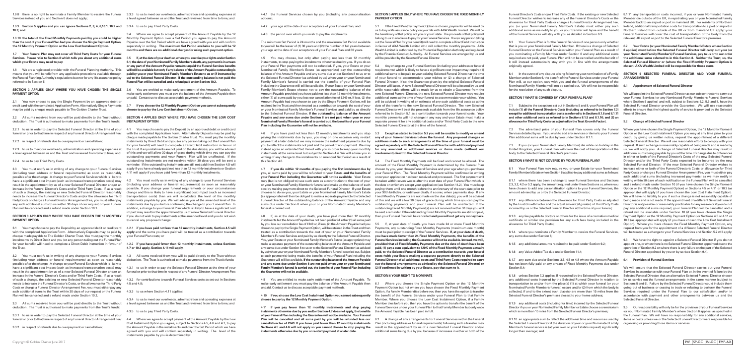1.6.8 there is no right to nominate a Family Member to receive the Funeral Services instead of you and Section 6 does not apply;

1.6.9 **Section 5 applies and you can ignore Sections 2, 3, 4, 6.10.1, 10.2 and 10.3; and**

1.6.10 **the total of the Fixed Monthly Payments paid by you could be higher than the cost of your Funeral Plan had you chosen the Single Payment Option, the 12 Monthly Payment Option or the Low Cost Instalment Option.**

1.7 **Your Funeral Plan may not cover all Third Party Costs for your Funeral Services. Please refer to Section 8 which tells you about any additional sums which your Estate may need to pay.**

1.8 We are a registered provider with the Funeral Planning Authority. This means that you will benefit from any applicable protections available through the Funeral Planning Authority's regulations but not for any life assurance policy referred to in Section 5.

## SECTION 2 APPLIES ONLY WHERE YOU HAVE CHOSEN THE SINGLE PAYMENT OPTION

2.1 You may choose to pay the Single Payment by an approved debit or credit card with the completed Application Form. Alternatively Single Payments may be paid by cheque made payable to The Golden Charter Trust.

2.2 All sums received from you will be paid directly to the Trust without deduction. The Trust is authorised to make payments from the Trust's funds:

2.2.1 to us in order to pay the Selected Funeral Director at the time of your funeral or prior to that time in respect of any Funeral Director Arrangement Fee;

2.2.2 in respect of refunds due to overpayment or cancellation;

2.2.3 to us to meet our overheads, administration and operating expenses at a level agreed between us and the Trust and reviewed from time to time; and

2.2.4 to us to pay Third Party Costs.

2.3 You must notify us in writing of any change to your Funeral Services (including your address or funeral requirements) as soon as reasonably possible after the change. A change to your Funeral Services which is likely to have a significant cost impact (such as increased transportation costs) may result in the appointment by us of a new Selected Funeral Director and/or an increase in the Funeral Director's Costs and/or Third Party Costs. If, as a result of such a change, the existing or new Selected Funeral Director reasonably needs to increase the Funeral Director's Costs and/or the allowance for Third Party Costs or charge a Funeral Director Arrangement Fee, you must either pay any such additional sums to us within 30 days of our request or your Funeral Plan will be cancelled and a refund made under Section 10.1.

## SECTION 3 APPLIES ONLY WHERE YOU HAVE CHOSEN THE 12 MONTHLY PAYMENT OPTION

3.1 You may choose to pay the Deposit by an approved debit or credit card with the completed Application Form. Alternatively Deposits may be paid by cheque made payable to The Golden Charter Trust. You must pay the monthly instalments by Direct Debit and you (or any person taking out the Funeral Plan for your benefit) will need to complete a Direct Debit instruction in favour of the Trust.

3.2 You must notify us in writing of any change to your Funeral Services (including your address or funeral requirements) as soon as reasonably possible after the change. A change to your Funeral Services which is likely to have a significant cost impact (such as increased transportation costs) may result in the appointment by us of a new Selected Funeral Director and/or an increase in the Funeral Director's Costs and/or Third Party Costs. If, as a result of such a change, the existing or new Selected Funeral Director reasonably needs to increase the Funeral Director's Costs, or the allowance for Third Party Costs or charge a Funeral Director Arrangement Fee, you must either pay any such additional sums to us within 30 days of our request or your Funeral Plan will be cancelled and a refund made under Section 10.2.

3.3 All sums received from you will be paid directly to the Trust without deduction. The Trust is authorised to make payments from the Trust's funds:

3.3.1 to us in order to pay the Selected Funeral Director at the time of your funeral or prior to that time in respect of any Funeral Director Arrangement Fee;

3.3.2 in respect of refunds due to overpayment or cancellation;

3.3.3 to us to meet our overheads, administration and operating expenses at a level agreed between us and the Trust and reviewed from time to time; and

3.3.4 to us to pay Third Party Costs.

3.4 Where we agree to accept payment of the Amount Payable by the 12 Monthly Payment Option over a Set Period you agree to pay the Amount Payable over the Set Period which we have agreed with you and will confirm separately in writing. **The maximum Set Period available to you will be 12 months and there are no additional charges for using such payment option.**

3.5 **If, at the date of your death or, where you exercise your rights under Section 6.1, the date of your Nominated Family Member's death, any payment is in arrears or any part of the Amount Payable remains unpaid the Funeral Services benefits will still be available but only if any balance of the Amount Payable outstanding is paid by you or your Nominated Family Member's Estate to us or if instructed by us/ to the Selected Funeral Director. If the outstanding balance is not paid the Funeral Plan will be cancelled and a refund paid under Section 10.2.**

3.6 You are entitled to make early settlement of the Amount Payable. To make early settlement you must pay the balance of the Amount Payable then unpaid. Contact us to discuss acceptable payment methods.

3.7 **If you choose the 12 Monthly Payment Option you cannot subsequently choose to pay by the Low Cost Instalment Option.**

## SECTION 4 APPLIES ONLY WHERE YOU HAVE CHOSEN THE LOW COST INSTALMENT OPTION

4.1 You may choose to pay the Deposit by an approved debit or credit card with the completed Application Form. Alternatively Deposits may be paid by cheque made payable to The Golden Charter Trust. You must pay the monthly instalments by Direct Debit and you (or any person taking out the Funeral Plan for your benefit) will need to complete a Direct Debit instruction in favour of the Trust. If any instalments are not paid on the due date(s), you will be advised of this and we will allow 30 days of grace during which time you can pay the outstanding payments and your Funeral Plan will be unaffected. If the outstanding instalments are not received within 30 days you will be sent a reminder. If the outstanding instalments are still not paid then Section 4.5 will apply if you have already paid not less than 12 monthly instalments or Section 4.11 will apply if you have paid fewer than 12 monthly instalments.

4.2 You must notify us in writing of any change to your Funeral Services (including your address or funeral requirements) as soon as reasonably possible. If you change your financial requirements or your circumstances change and this is likely to have a significant cost impact (such as increased transportation costs) then we will re-calculate the level of the monthly instalments payable by you. We will advise you of the amended level of the instalments due by you before confirming the change to your Funeral Plan. In addition, a change to your Funeral Plan which is likely to have a significant cost impact may result in the appointment by us of a new Selected Funeral Director. If you do not wish to pay instalments at the amended level and you do not wish to cancel any proposed change:

4.2.1 **if you have paid not less than 12 monthly instalments, Section 4.5 will apply** and the sums you have paid will be treated as a contribution towards your Funeral Plan costs; or

4.2.2 **if you have paid fewer than 12 monthly instalments, unless Sections 4.7 or 10.3 apply, Section 4.11 will apply.**

4.3 All sums received from you will be paid directly to the Trust without deduction. The Trust is authorised to make payments from the Trust's funds:

4.3.1 to us in order to pay the Selected Funeral Director at the time of your funeral or prior to that time in respect of any Funeral Director Arrangement Fee;

4.3.2 for contributions towards Funeral Services costs as set out in Sections 4.5 and 4.8;

4.3.3 to us where Section 4.11 applies;

4.3.4 to us to meet our overheads, administration and operating expenses at a level agreed between us and the Trust and reviewed from time to time; and

4.3.5 to us to pay Third Party Costs.

4.4 Where we agree to accept payment of the Amount Payable by the Low Cost Instalment Option you agree, subject to Sections 4.5, 4.6 and 4.7, to pay the Amount Payable in the instalments and over the Set Period which we have agreed with you and will confirm separately in writing. The level of the instalments payable by you is determined by:

4.4.1 the Funeral Services chosen by you (including any personalisation options);

4.4.2 your age at the date of our acceptance of your Funeral Plan; and

4.4.3 the period over which you wish to pay the instalments.

The minimum Set Period is 24 months and the maximum Set Period available to you will be the lesser of (1) 30 years and (2) the number of full years between your age at the date of our acceptance of your Funeral Plan and 80 years.

4.5 You may choose, but only after paying not less than 12 monthly instalments, to stop paying the instalments otherwise due by you. If you do so your Funeral Plan payments will not be refunded. If you, your Estate or your Nominated Family Member's Estate (as appropriate) pay the outstanding balance of the Amount Payable and any sums due under Section 8 to us or to the Selected Funeral Director at the time of your funeral (or your Nominated Family Member's funeral is carried out the benefits of your Funeral Plan including the Guarantee will still be available. If your Estate or your Nominated Family Member's Estate chose not to pay the outstanding balance of the Amount Payable provided you have paid not less than 12 monthly instalments, either (1) all sums paid by you less our cancellation fee of £249 or, if less, (2) the Amount Payable had you chosen to pay by the Single Payment Option, will be retained in the Trust and then treated as a contribution towards the cost of your or your Nominated Family Member's Funeral Services and paid by us directly to the Selected Funeral Director. **If the outstanding balance of the Amount Payable and any sums due under Section 8 are not paid when your or your Nominated Family Member's funeral is carried out, the benefits of your Funeral Plan including the Guarantee will not be available.**

4.6 If you have paid not less than 12 monthly instalments and you stop paying the instalments due by you, you may on one occasion only re-start payment at a later date but we may increase the instalment payments due by you to reflect the instalments not paid and the period of non-payment. We may instead agree an extended Set Period with you in order to keep your monthly instalments at the same level but subject to Section 4.4. We will advise you in writing of any change to the instalments or amended Set Period as a result of this Section 4.6.

4.7 **If you die within 12 months of you paying the first instalment due by you**, all sums paid by you will be refunded to your Estate **and the benefits of your Funeral Plan including the Guarantee will not be available.** Your Estate may (but is not obliged to) use such sum as a contribution to the cost of your or your Nominated Family Member's funeral and make up the balance of such cost by making payment direct to the Selected Funeral Director. If your Estate chooses to do so you, your Estate or your Nominated Family Member's Estate (as appropriate) will then be obliged to make a separate payment to the Selected Funeral Director of the outstanding balance of the Amount Payable and any sums due under Section 8 when your or your Nominated Family Member's funeral is carried out.

4.8 If, as at the date of your death, you have paid more than 12 monthly instalments but the Amount Payable has not been paid in full either (1) all sums paid by you less our cancellation fee of £249 or, if less, (2) the Amount Payable had you chosen to pay by the Single Payment Option, will be retained in the Trust and then treated as a contribution towards the cost of your or your Nominated Family Member's Funeral Services and paid by us directly to the Selected Funeral Director. You, your Estate or your Nominated Family Member's Estate (as appropriate) may make a separate payment of the outstanding balance of the Amount Payable and any sums due under Section 8 to us or to the Selected Funeral Director (as advised by us) when your or your Nominated Family Member's funeral is carried out. Subject to such payment(s) being made, the benefits of your Funeral Plan including the Guarantee will still be available. **If the outstanding balance of the Amount Payable and any sums due under Section 8 are not paid when your or your Nominated Family Member's funeral is carried out, the benefits of your Funeral Plan including the Guarantee will not be available.**

4.9 You are entitled to make early settlement of the Amount Payable. To make early settlement you must pay the balance of the Amount Payable then unpaid. Contact us to discuss acceptable payment methods.

4.10 **If you choose the Low Cost Instalment Option you cannot subsequently choose to pay by the 12 Monthly Payment Option.**

4.11 **If you pay fewer than 12 monthly instalments and stop paying instalments otherwise due by you and/or Section 4.7 does not apply, the benefits of your Funeral Plan including the Guarantee will not be available. Your Funeral Plan will be cancelled and all sums paid by you will be refunded less our cancellation fee of £249. If you have paid fewer than 12 monthly instalments Sections 4.5 and 4.6 will not apply so you cannot choose to stop paying the instalments otherwise due by you or re-start payment at a later date.**

## SECTION 5 APPLIES ONLY WHERE YOU HAVE CHOSEN THE FIXED MONTHLY PAYMENT OPTION

5.1 If the Fixed Monthly Payment Option is chosen, payments will be used by us to buy a life assurance policy on your life with AXA Wealth Limited. We will be the beneficiary of that policy, not you or your Estate. The proceeds of that policy will belong to us to enable us to pay for your Funeral Services. You (or any person taking out the Funeral Plan for your benefit) will need to complete a Direct Debit instruction in favour of AXA Wealth Limited who will collect the monthly payments. AXA Wealth Limited is authorised by the Prudential Regulation Authority and regulated by the Financial Conduct Authority. All Funeral Services are arranged by us and will be provided by the Selected Funeral Director.

5.2 Any change to your Funeral Services (including your address or funeral requirements) which is likely to have a significant cost impact may require (1) additional sums to be paid to your existing Selected Funeral Director at the time of your funeral to accommodate your wishes or (2) a change of Selected Funeral Director. If so, the Guarantee given by the original Selected Funeral Director will lapse. A new Selected Funeral Director will be allocated by us and while reasonable efforts will be made by us to obtain a Guarantee from the new Selected Funeral Director, the new Selected Funeral Director may require additional sums at the time of your funeral to accommodate your wishes. You will be advised in writing of an estimate of any such additional costs as at the date of the transfer to the new Selected Funeral Director. The new Selected Funeral Director will treat the proceeds available from the life assurance policy referred to in Section 5.1 as a contribution towards your funeral costs. Your monthly payments will not change in any way and your Estate must make a separate payment for any additional costs and/or Third Party Costs to the new Selected Funeral Director at the time of the funeral.

5.3 **Except as stated in Section 5.2 you will be unable to modify or amend any of your Funeral Services before the funeral. Any proposed changes or additions made to such arrangements at the time of your funeral must be agreed separately with the Selected Funeral Director with additional payment for any amended or additional services or items made (without our involvement) direct to the Selected Funeral Director.**

5.4 The Fixed Monthly Payments will be fixed and cannot be altered. The amount of the Fixed Monthly Payment is determined by the Funeral Plan chosen by you, your chosen Funeral Services and your age when you purchase your Funeral Plan. The Fixed Monthly Payment will be confirmed in writing once your application has been received and processed. The first payment will be taken within seven weeks after the start date of your Funeral Plan which is the date on which we accept your application (see Section 11.2). You must keep paying them until one month before the anniversary of the start date prior to your 90th birthday, or until your death, if sooner, when payments stop. If any Fixed Monthly Payments are not made on the due date(s), you will be advised of this and we will allow 30 days of grace during which time you can pay the outstanding payments and your Funeral Plan will be unaffected. If the outstanding Fixed Monthly Payment(s) are not received within 30 days you will be sent a reminder. If the outstanding Fixed Monthly Payments are still not paid, then your Funeral Plan will be cancelled **and you will not get any money back.**

5.5 If, at your date of death, you have made 24 or more Fixed Monthly Payments, any outstanding Fixed Monthly Payments (maximum one month) must be paid prior to receipt of the Funeral Services. **If, at your date of death, you have made fewer than 24 Fixed Monthly Payments, the benefits of the Funeral Services including the Guarantee will not be available. Instead, we will, provided that all Fixed Monthly Payments due at the date of death have been paid, (1) pay a sum equivalent to 120% of the Fixed Monthly Payments actually paid, to the Selected Funeral Director as a contribution towards your funeral costs (with your Estate making a separate payment directly to the Selected Funeral Director of all additional costs and Third Party Costs required to carry out the funeral arrangements as advised by the Selected Funeral Director) or (2) if confirmed in writing by your Estate, pay that sum to it.**

## SECTION 6 YOUR RIGHT TO NOMINATE

6.1 Where you choose the Single Payment Option or the 12 Monthly Payment Option but not where you have chosen the Fixed Monthly Payment Option, if a Family Member dies before you then you have the option to transfer the benefit of the Funeral Services under your Funeral Plan to that Family Member. Where you choose the Low Cost Instalment Option, if a Family Member dies before you then you have the option to transfer the benefit of the Funeral Services under your Funeral Plan to that Family Member but only once the Amount Payable has been paid in full.

6.2 A change of any arrangements for Funeral Services within the Funeral Plan (including address or funeral requirements) following such a transfer may result in the appointment by us of a new Selected Funeral Director and/or additional sums being due by you because of increases in either or both of the Funeral Director's Costs and/or Third Party Costs. If the existing or new Selected Funeral Director wishes to increase any of the Funeral Director's Costs or the allowance for Third Party Costs or charge a Funeral Director Arrangement Fee, you (or your Nominated Family Member's Estate) must either pay such additional sums as we notify to you or your transfer will lapse and the benefit of the Funeral Services will stay with you as detailed in Section 6.3.

6.3 Your Funeral Plan is for the Funeral Services of one person only whether that is you or your Nominated Family Member. If there is a change of Selected Funeral Director or Funeral Services within your Funeral Plan as a result of you nominating a Family Member under Section 6 and any additional sums required are not paid, your Funeral Plan will not be cancelled and the benefit of it will instead automatically stay with you in line with the arrangements originally agreed.

6.4 In the event of any dispute arising following your nomination of a Family Member under Section 6, the benefit of the Funeral Services under your Funeral Plan will, at our option, stay with you and the funeral arrangements of the Nominated Family Member will not be carried out. We will not be responsible for the resolution of any such dispute.

## SECTION 7 WHAT IS COVERED BY YOUR FUNERAL PLAN?

7.1 Subject to the exceptions set out in Sections 5 and 8, your Funeral Plan will include **(1) all the Funeral Director's Costs (including as referred to in Section 7.3) except for additional transportation costs as referred to in Sections 8.1.8 and 8.1.11 and other additional costs as referred to in Sections 8.1.9 and 8.1.10, and (2) an allowance for Third Party Costs (as adjusted by the Trust Growth Factor).**

7.2 The advertised price of your Funeral Plan covers only the Funeral Services detailed by us. If you wish to add any services or items to your Funeral Plan additional sums will be due by you under Section 8.1.1.

7.3 If you (or your Nominated Family Member) die while on holiday in the United Kingdom, your Funeral Plan will cover the cost of transportation of the body to the Selected Funeral Director's premises.

## SECTION 8 WHAT IS NOT COVERED BY YOUR FUNERAL PLAN?

8.1 Your Funeral Plan may require you or your Estate (or your Nominated Family Member's Estate where Section 6 applies) to pay additional sums as follows:

8.1.1 where there has been a change to your Funeral Services and Sections 2.3, 3.2, 4.2 or 5.2 apply, the amount required under these Sections or, where you have chosen to add any personalisation options to your Funeral Services, the amount advised by us or by the Selected Funeral Director;

8.1.2 any difference between the allowance for Third Party Costs as adjusted by the Trust Growth Factor and the actual amount (if greater) of Third Party Costs incurred by us or the Selected Funeral Director at the time of your funeral;

8.1.3 any fee payable to doctors or others for the issue of a cremation medical certificate or similar (no provision for any such fees being included in the allowance for Third Party Costs);

8.1.4 where you nominate a Family Member to receive the Funeral Services, any sums due under Section 6;

8.1.5 any additional amounts required to be paid under Section 9.2;

8.1.6 any Value Added Tax due under Section 11.4;

8.1.7 any sum due under Sections 3.5, 4.5 or 4.8 where the Amount Payable has not been fully paid or any arrears of Fixed Monthly Payments due under Section 5.4;

8.1.8 unless Section 7.3 applies, if requested by the Selected Funeral Director, any additional costs incurred by the Selected Funeral Director in relation to transportation to and/or from the place(s) (1) at which your funeral (or your Nominated Family Member's funeral) occurs and/or (2) from which the body is collected, if and to the extent such place(s) are more than 15 miles from the Selected Funeral Director's premises closest to your home address;

8.1.9 any additional costs (including for time) incurred by the Selected Funeral Director if you or your Nominated Family Member or Estate choose a crematorium which is more than 15 miles from the Selected Funeral Director's premises;

8.1.10 an appropriate sum to reflect the additional time and resources used by the Selected Funeral Director if the duration of your or your Nominated Family Member's funeral service is (at your own or your Estate's request) significantly longer than average; and

8.1.11 any transportation costs incurred, if you or your Nominated Family Member die outside of the UK, in repatriating you or your Nominated Family Member back to an airport or port in mainland UK. For residents of Northern Ireland, additional transportation costs for transportation to a port or airport in Northern Ireland from outside of the UK or from mainland UK apply; your Funeral Services will cover the cost of transportation of the body from the relevant UK airport or port to the Selected Funeral Director's premises.

8.2 **Your Estate (or your Nominated Family Member's Estate where Section 6 applies) must notify the Selected Funeral Director will carry out your (or your Nominated Family Member's) Funeral Services, pay to us or to our order the additional sums referred to in this Section 8. Neither the Trust, us, the Selected Funeral Director or (where the Fixed Monthly Payment Option is chosen) AXA Wealth Limited will be responsible for those sums.**

## SECTION 9 SELECTED FUNERAL DIRECTOR AND YOUR FUNERAL ARRANGEMENTS

### 9.1 Appointment of Selected Funeral Director

We will appoint the Selected Funeral Director as our sub contractor to carry out your Funeral Services (or any Nominated Family Member's Funeral Services where Section 6 applies) and will, subject to Sections 5.2, 5.5 and 8, have the Selected Funeral Director provide the Guarantee. We will use reasonable efforts to ensure that the highest quality of service is provided by the Selected Funeral Director.

### 9.2 Change of Selected Funeral Director

Where you have chosen the Single Payment Option, the 12 Monthly Payment Option or the Low Cost Instalment Option you may at any time prior to your death, by giving us written notice, request the appointment of a different Selected Funeral Director. We will use reasonable efforts to comply with your request. If such a change is reasonably capable of being made and is made by us, we will notify you. A change of Selected Funeral Director may result in additional sums being payable by you at the time of change due to differences in either or both of the Funeral Director's Costs of the new Selected Funeral Director and/or the Third Party Costs expected to be incurred by the new Selected Funeral Director. If the new Selected Funeral Director wishes to increase either or both of the Funeral Director's Costs or allowance for Third Party Costs or charge a Funeral Director Arrangement Fee, you must either pay such additional sums (including increased payments) as we may notify in writing within 30 days of such notification or the Funeral Plan will be cancelled and a refund made under Section 10 (if you have chosen the Single Payment Option or the 12 Monthly Payment Option) or Sections 4.5 or 4.11 or 10.3 (as appropriate) will apply (if you have chosen the Low Cost Instalment Option). We will have no liability to you if such a change is not reasonably capable of being made and is not made. If the appointment of a different Selected Funeral Director is not possible or reasonably practicable for any reason or if you do not pay any additional sums required, your Funeral Plan will be cancelled and a refund will be available under Section 10 (if you have chosen the Single Payment Option or the 12 Monthly Payment Option) or Sections 4.5 or 4.11 or 10.3 (as appropriate) will apply (if you have chosen the Low Cost Instalment Option). Where you have chosen the Fixed Monthly Payment Option, any request from you for the appointment of a different Selected Funeral Director will be treated as a change to your Funeral Services and Section 5.2 will apply.

9.3 We have the right to appoint a Selected Funeral Director if you do not appoint one, or when there is no Selected Funeral Director appointed due to the operation of Section 9.2 or where there is any failure on the part of the Selected Funeral Director appointed by you or by us (see Section 9.4).

### 9.4 Provision of Funeral Services

We will ensure that the Selected Funeral Director carries out your Funeral Services in accordance with your Funeral Plan or, in the event of failure by the Selected Funeral Director, that an alternative Selected Funeral Director chosen by us carries out the funeral arrangements in the same manner (subject to Sections 5 and 8). Failure by the Selected Funeral Director could include them going out of business or ceasing to trade or refusing to perform the Funeral Services required under the Funeral Plan to our satisfaction and/or in accordance with payment and other arrangements between us and the Selected Funeral Director.

9.5 Our responsibility will only be for the provision of your Funeral Services (or your Nominated Family Member's where Section 6 applies) as specified in the Funeral Plan. We will have no responsibility for any additional services, items or costs unless we or the Selected Funeral Director were responsible for organising or providing those items or services.